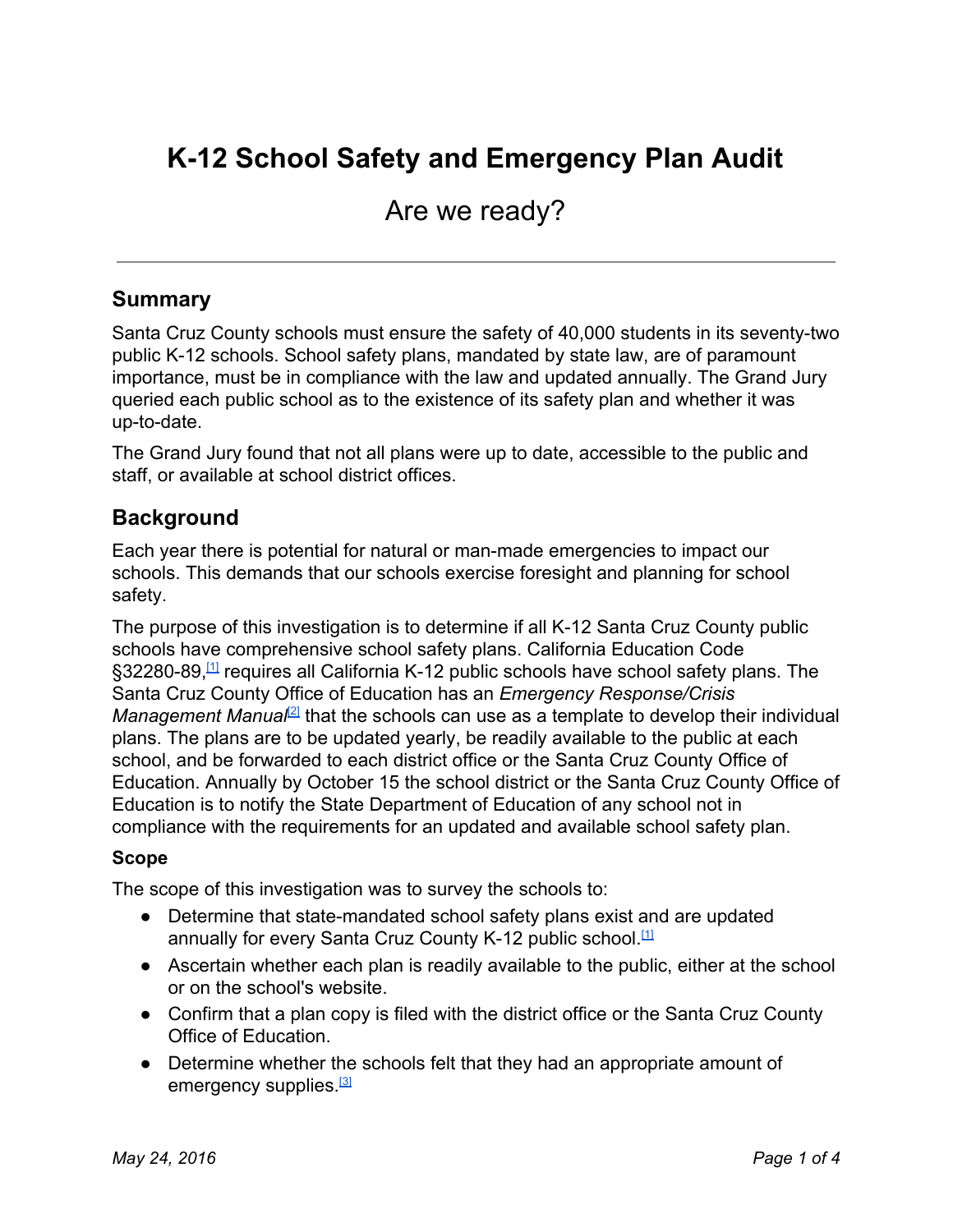# K-12 School Safety and Emergency Plan Audit

Are we ready?

---

## Summary

Santa Cruz County schools must ensure the safety of 40,000 students in its seventy-two public K-12 schools. School safety plans, mandated by state law, are of paramount importance, must be in compliance with the law and updated annually. The Grand Jury queried each public school as to the existence of its safety plan and whether it was up-to-date.

The Grand Jury found that not all plans were up to date, accessible to the public and staff, or available at school district offices.

## Background

Each year there is potential for natural or man-made emergencies to impact our schools. This demands that our schools exercise foresight and planning for school safety.

The purpose of this investigation is to determine if all K-12 Santa Cruz County public schools have comprehensive school safety plans. California Education Code §32280-89,[1] requires all California K-12 public schools have school safety plans. The Santa Cruz County Office of Education has an *Emergency Response/Crisis Management Manual*[2] that the schools can use as a template to develop their individual plans. The plans are to be updated yearly, be readily available to the public at each school, and be forwarded to each district office or the Santa Cruz County Office of Education. Annually by October 15 the school district or the Santa Cruz County Office of Education is to notify the State Department of Education of any school not in compliance with the requirements for an updated and available school safety plan.

### Scope

The scope of this investigation was to survey the schools to:

- Determine that state-mandated school safety plans exist and are updated annually for every Santa Cruz County K-12 public school.[1]
- Ascertain whether each plan is readily available to the public, either at the school or on the school's website.
- Confirm that a plan copy is filed with the district office or the Santa Cruz County Office of Education.
- Determine whether the schools felt that they had an appropriate amount of emergency supplies.[3]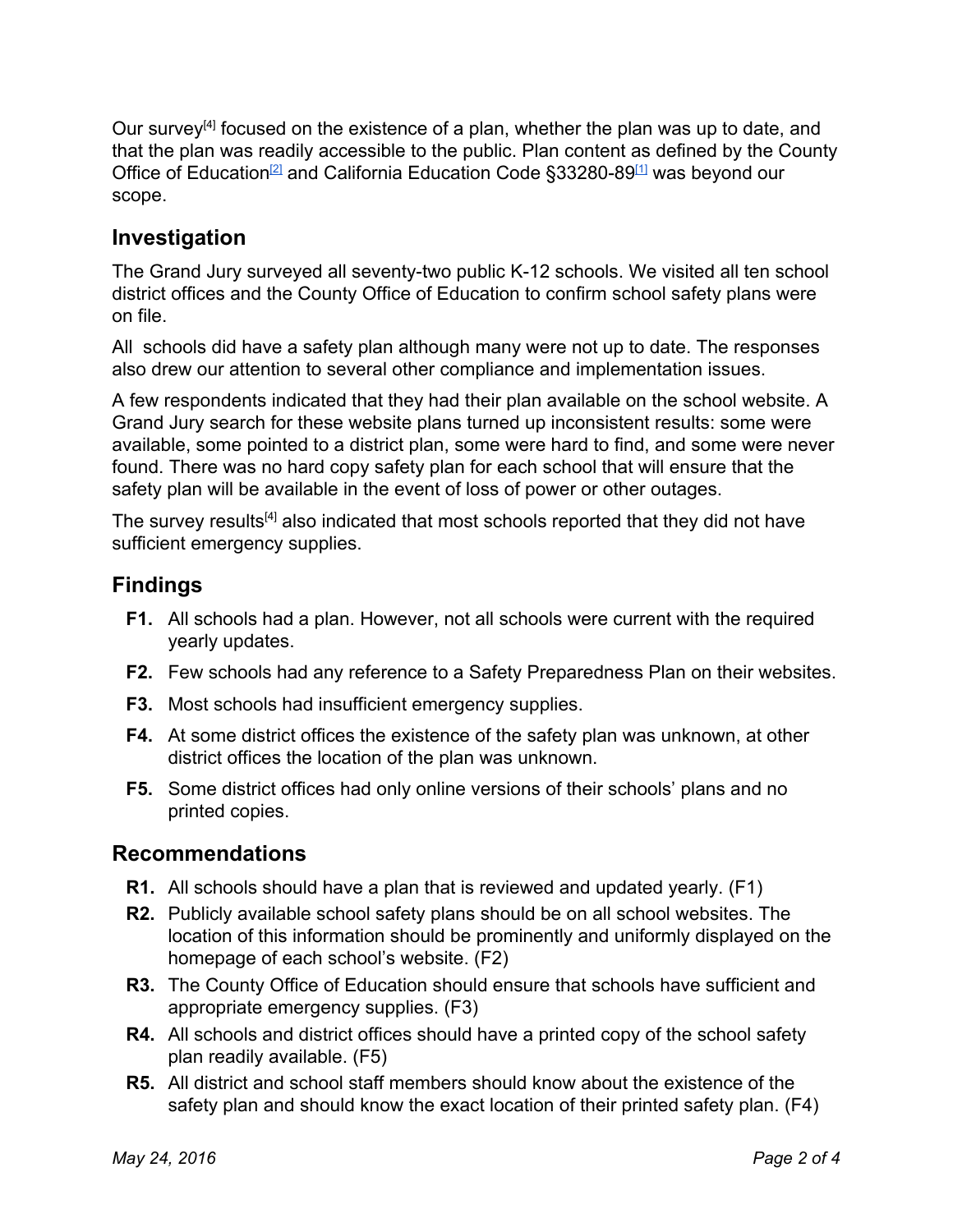Our survey[4] focused on the existence of a plan, whether the plan was up to date, and that the plan was readily accessible to the public. Plan content as defined by the County Office of Education[2] and California Education Code §33280-89[1] was beyond our scope.

## Investigation

The Grand Jury surveyed all seventy-two public K-12 schools. We visited all ten school district offices and the County Office of Education to confirm school safety plans were on file.

All schools did have a safety plan although many were not up to date. The responses also drew our attention to several other compliance and implementation issues.

A few respondents indicated that they had their plan available on the school website. A Grand Jury search for these website plans turned up inconsistent results: some were available, some pointed to a district plan, some were hard to find, and some were never found. There was no hard copy safety plan for each school that will ensure that the safety plan will be available in the event of loss of power or other outages.

The survey results[4] also indicated that most schools reported that they did not have sufficient emergency supplies.

## Findings

- **F1.** All schools had a plan. However, not all schools were current with the required yearly updates.
- **F2.** Few schools had any reference to a Safety Preparedness Plan on their websites.
- **F3.** Most schools had insufficient emergency supplies.
- **F4.** At some district offices the existence of the safety plan was unknown, at other district offices the location of the plan was unknown.
- **F5.** Some district offices had only online versions of their schools' plans and no printed copies.

## Recommendations

- **R1.** All schools should have a plan that is reviewed and updated yearly. (F1)
- **R2.** Publicly available school safety plans should be on all school websites. The location of this information should be prominently and uniformly displayed on the homepage of each school's website. (F2)
- **R3.** The County Office of Education should ensure that schools have sufficient and appropriate emergency supplies. (F3)
- **R4.** All schools and district offices should have a printed copy of the school safety plan readily available. (F5)
- **R5.** All district and school staff members should know about the existence of the safety plan and should know the exact location of their printed safety plan. (F4)

*May 24, 2016*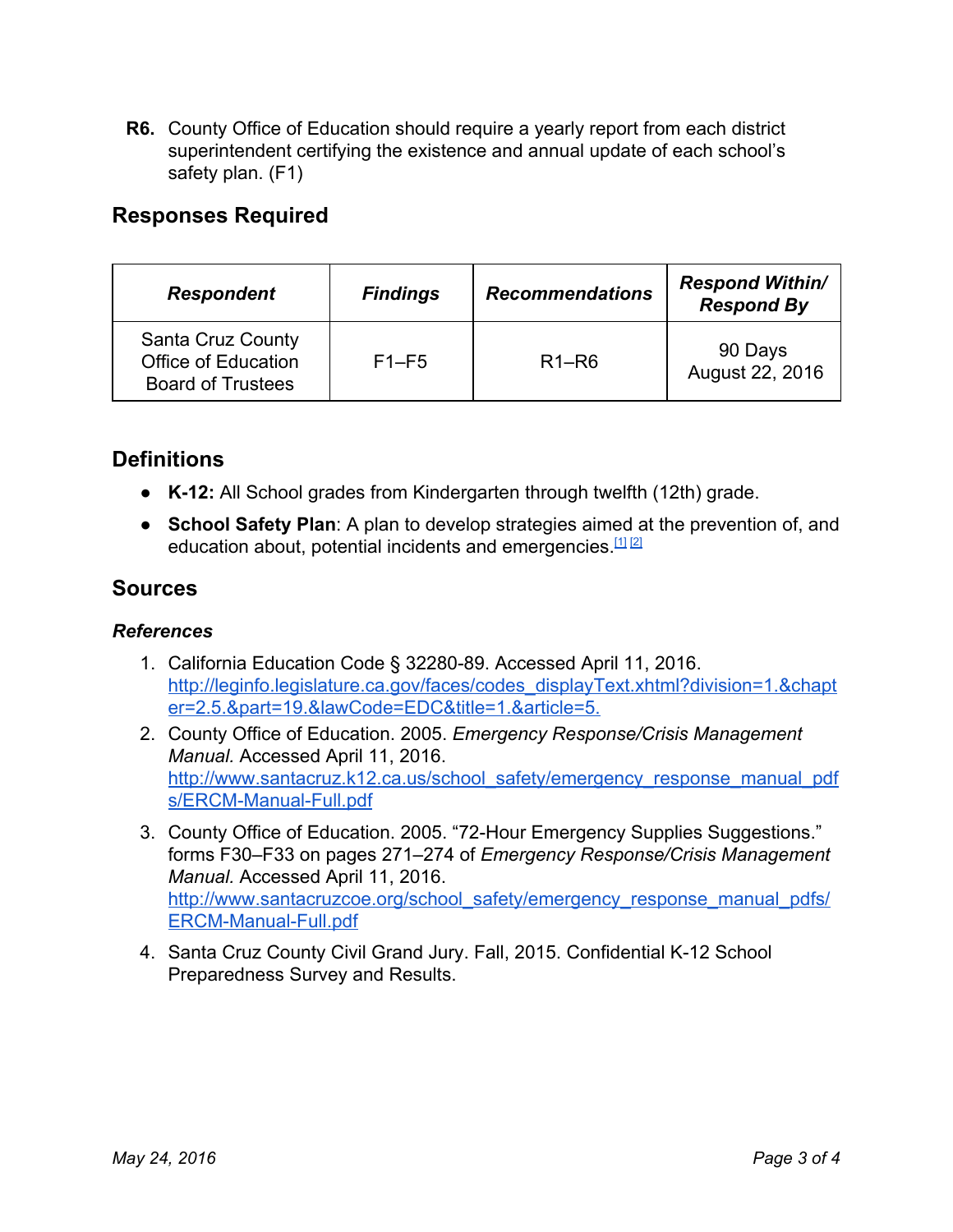**R6.** County Office of Education should require a yearly report from each district superintendent certifying the existence and annual update of each school's safety plan. (F1)

## Responses Required

| *Respondent* | *Findings* | *Recommendations* | *Respond Within/ Respond By* |
|---|---|---|---|
| Santa Cruz County Office of Education Board of Trustees | F1–F5 | R1–R6 | 90 Days August 22, 2016 |

## Definitions

- **K-12:** All School grades from Kindergarten through twelfth (12th) grade.
- **School Safety Plan**: A plan to develop strategies aimed at the prevention of, and education about, potential incidents and emergencies.[1] [2]

## Sources

### *References*

1. California Education Code § 32280-89. Accessed April 11, 2016. http://leginfo.legislature.ca.gov/faces/codes_displayText.xhtml?division=1.&chapter=2.5.&part=19.&lawCode=EDC&title=1.&article=5.
2. County Office of Education. 2005. *Emergency Response/Crisis Management Manual.* Accessed April 11, 2016. http://www.santacruz.k12.ca.us/school_safety/emergency_response_manual_pdfs/ERCM-Manual-Full.pdf
3. County Office of Education. 2005. "72-Hour Emergency Supplies Suggestions." forms F30–F33 on pages 271–274 of *Emergency Response/Crisis Management Manual.* Accessed April 11, 2016. http://www.santacruzcoe.org/school_safety/emergency_response_manual_pdfs/ERCM-Manual-Full.pdf
4. Santa Cruz County Civil Grand Jury. Fall, 2015. Confidential K-12 School Preparedness Survey and Results.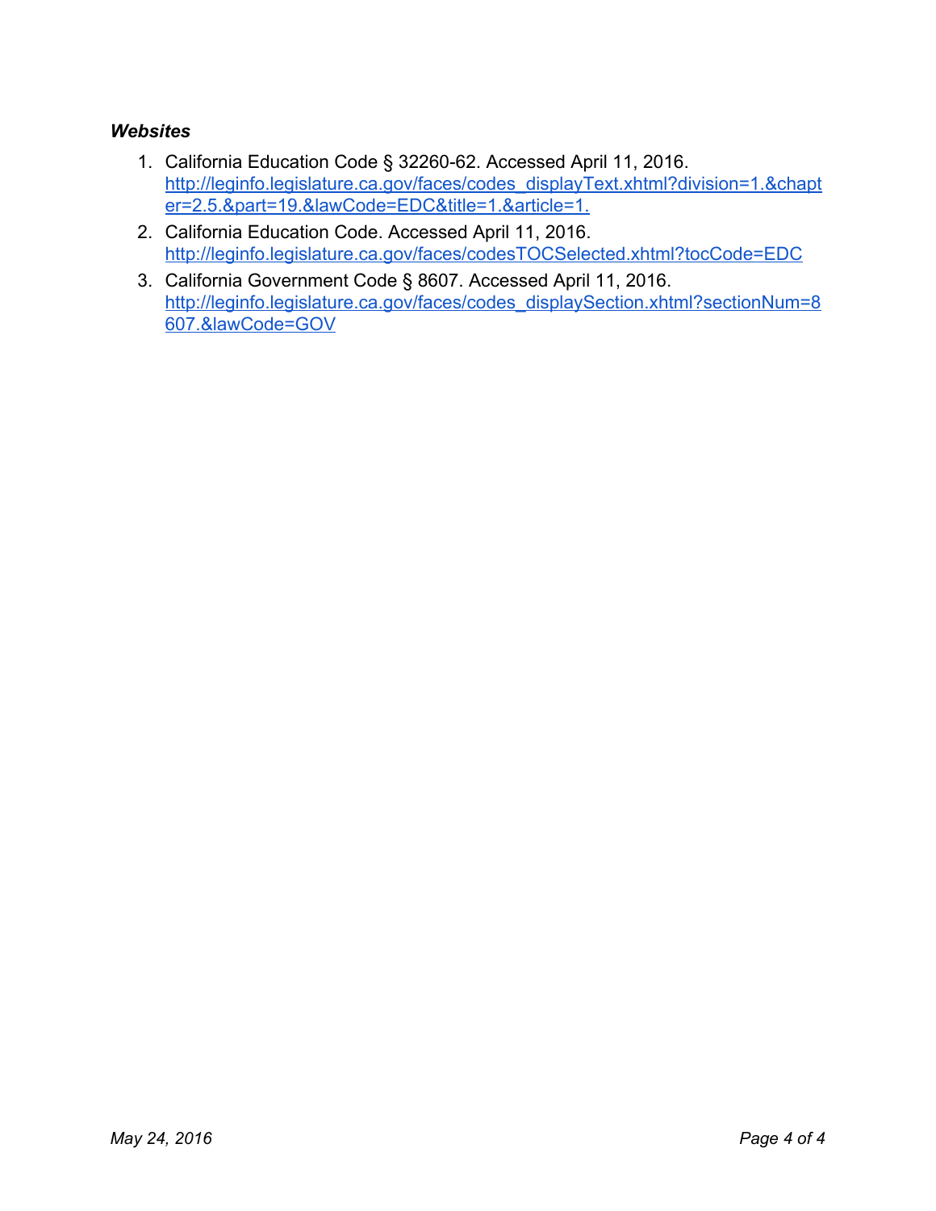### *Websites*

1. California Education Code § 32260-62. Accessed April 11, 2016. http://leginfo.legislature.ca.gov/faces/codes_displayText.xhtml?division=1.&chapter=2.5.&part=19.&lawCode=EDC&title=1.&article=1.
2. California Education Code. Accessed April 11, 2016. http://leginfo.legislature.ca.gov/faces/codesTOCSelected.xhtml?tocCode=EDC
3. California Government Code § 8607. Accessed April 11, 2016. http://leginfo.legislature.ca.gov/faces/codes_displaySection.xhtml?sectionNum=8607.&lawCode=GOV